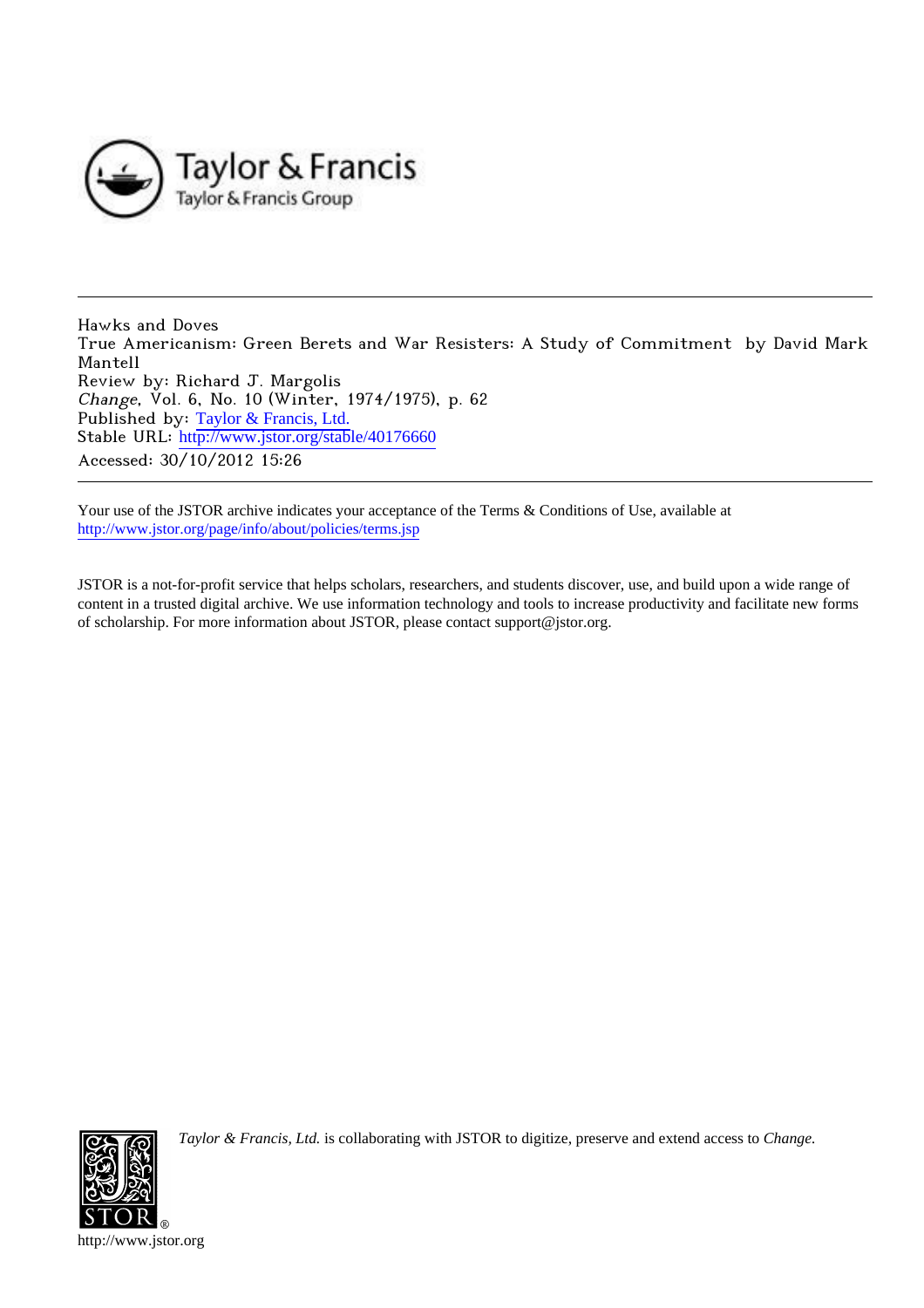Hawks and Doves
True Americanism: Green Berets and War Resisters: A Study of Commitment by David Mark Mantell
Review by: Richard J. Margolis
*Change*, Vol. 6, No. 10 (Winter, 1974/1975), p. 62
Published by: Taylor & Francis, Ltd.
Stable URL: http://www.jstor.org/stable/40176660
Accessed: 30/10/2012 15:26

Your use of the JSTOR archive indicates your acceptance of the Terms & Conditions of Use, available at http://www.jstor.org/page/info/about/policies/terms.jsp

JSTOR is a not-for-profit service that helps scholars, researchers, and students discover, use, and build upon a wide range of content in a trusted digital archive. We use information technology and tools to increase productivity and facilitate new forms of scholarship. For more information about JSTOR, please contact support@jstor.org.

*Taylor & Francis, Ltd.* is collaborating with JSTOR to digitize, preserve and extend access to *Change*.

http://www.jstor.org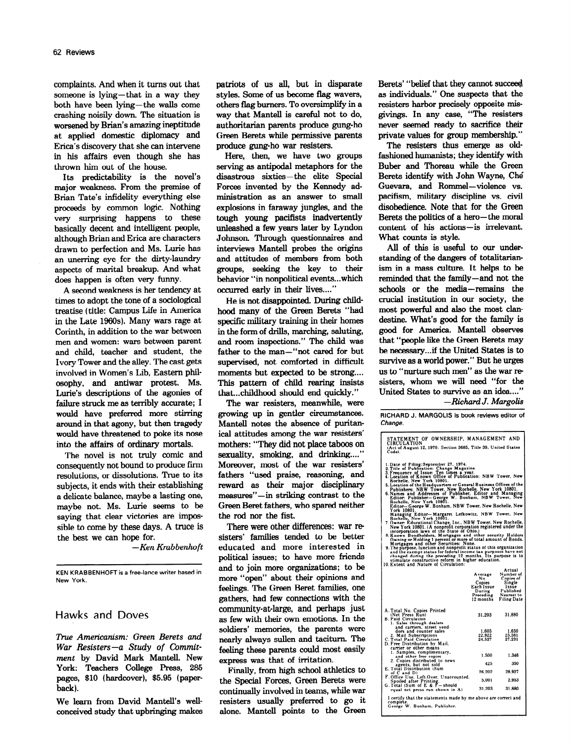complaints. And when it turns out that someone is lying—that in a way they both have been lying—the walls come crashing noisily down. The situation is worsened by Brian's amazing ineptitude at applied domestic diplomacy and Erica's discovery that she can intervene in his affairs even though she has thrown him out of the house.

Its predictability is the novel's major weakness. From the premise of Brian Tate's infidelity everything else proceeds by common logic. Nothing very surprising happens to these basically decent and intelligent people, although Brian and Erica are characters drawn to perfection and Ms. Lurie has an unerring eye for the dirty-laundry aspects of marital breakup. And what does happen is often very funny.

A second weakness is her tendency at times to adopt the tone of a sociological treatise (title: Campus Life in America in the Late 1960s). Many wars rage at Corinth, in addition to the war between men and women: wars between parent and child, teacher and student, the Ivory Tower and the alley. The cast gets involved in Women's Lib, Eastern philosophy, and antiwar protest. Ms. Lurie's descriptions of the agonies of failure struck me as terribly accurate; I would have preferred more stirring around in that agony, but then tragedy would have threatened to poke its nose into the affairs of ordinary mortals.

The novel is not truly comic and consequently not bound to produce firm resolutions, or dissolutions. True to its subjects, it ends with their establishing a delicate balance, maybe a lasting one, maybe not. Ms. Lurie seems to be saying that clear victories are impossible to come by these days. A truce is the best we can hope for.

—*Ken Krabbenhoft*

KEN KRABBENHOFT is a free-lance writer based in New York.

## Hawks and Doves

*True Americanism: Green Berets and War Resisters—a Study of Commitment* by David Mark Mantell. New York: Teachers College Press, 285 pages, $10 (hardcover), $5.95 (paperback).

We learn from David Mantell's well-conceived study that upbringing makes patriots of us all, but in disparate styles. Some of us become flag wavers, others flag burners. To oversimplify in a way that Mantell is careful not to do, authoritarian parents produce gung-ho Green Berets while permissive parents produce gung-ho war resisters.

Here, then, we have two groups serving as antipodal metaphors for the disastrous sixties—the elite Special Forces invented by the Kennedy administration as an answer to small explosions in faraway jungles, and the tough young pacifists inadvertently unleashed a few years later by Lyndon Johnson. Through questionnaires and interviews Mantell probes the origins and attitudes of members from both groups, seeking the key to their behavior "in nonpolitical events...which occurred early in their lives...."

He is not disappointed. During childhood many of the Green Berets "had specific military training in their homes in the form of drills, marching, saluting, and room inspections." The child was father to the man—"not cared for but supervised, not comforted in difficult moments but expected to be strong.... This pattern of child rearing insists that...childhood should end quickly."

The war resisters, meanwhile, were growing up in gentler circumstances. Mantell notes the absence of puritanical attitudes among the war resisters' mothers: "They did not place taboos on sexuality, smoking, and drinking...." Moreover, most of the war resisters' fathers "used praise, reasoning, and reward as their major disciplinary measures"—in striking contrast to the Green Beret fathers, who spared neither the rod nor the fist.

There were other differences: war resisters' families tended to be better educated and more interested in political issues; to have more friends and to join more organizations; to be more "open" about their opinions and feelings. The Green Beret families, one gathers, had few connections with the community-at-large, and perhaps just as few with their own emotions. In the soldiers' memories, the parents were nearly always sullen and taciturn. The feeling these parents could most easily express was that of irritation.

Finally, from high school athletics to the Special Forces, Green Berets were continually involved in teams, while war resisters usually preferred to go it alone. Mantell points to the Green Berets' "belief that they cannot succeed as individuals." One suspects that the resisters harbor precisely opposite misgivings. In any case, "The resisters never seemed ready to sacrifice their private values for group membership."

The resisters thus emerge as old-fashioned humanists; they identify with Buber and Thoreau while the Green Berets identify with John Wayne, Ché Guevara, and Rommel—violence vs. pacifism, military discipline vs. civil disobedience. Note that for the Green Berets the politics of a hero—the moral content of his actions—is irrelevant. What counts is style.

All of this is useful to our understanding of the dangers of totalitarianism in a mass culture. It helps to be reminded that the family—and not the schools or the media—remains the crucial institution in our society, the most powerful and also the most clandestine. What's good for the family is good for America. Mantell observes that "people like the Green Berets may be necessary...if the United States is to survive as a world power." But he urges us to "nurture such men" as the war resisters, whom we will need "for the United States to survive as an idea...."

—*Richard J. Margolis*

RICHARD J. MARGOLIS is book reviews editor of *Change*.

STATEMENT OF OWNERSHIP, MANAGEMENT AND CIRCULATION
(Act of August 12, 1970: Section 3685, Title 39, United States Code).

1. Date of Filing: September 27, 1974.
2. Title of Publication: Change Magazine.
3. Frequency of Issue: Ten times a year.
4. Location of Known Office of Publication: NBW Tower, New Rochelle, New York 10801.
5. Location of the Headquarters or General Business Offices of the Publishers: NBW Tower, New Rochelle, New York 10801.
6. Names and Addresses of Publisher, Editor and Managing Editor. Publisher—George W. Bonham, NBW Tower, New Rochelle, New York 10801.
Editor—George W. Bonham, NBW Tower, New Rochelle, New York 10801.
Managing Editor—Margaret Lefkowitz, NBW Tower, New Rochelle, New York 10801.
7. Owner: Educational Change, Inc., NBW Tower, New Rochelle, New York 10801. (A nonprofit corporation registered under the incorporation laws of the State of Ohio.)
8. Known Bondholders, Mortgages and other security Holders Owning or Holding 1 percent or more of total amount of Bonds, Mortgages and other Securities: None.
9. The purpose, function and nonprofit status of this organization and the exempt status for federal income tax purposes have not changed during the preceding 12 months. Its purpose is to stimulate constructive reform in higher education.
10. Extent and Nature of Circulation:

| | Average No. Copies Each Issue During Preceding 12 months | Actual Number of Copies of Single Issue Published Nearest to Filing Date |
|---|---|---|
| A. Total No. Copies Printed (Net Press Run) | 31,203 | 31,880 |
| B. Paid Circulation | | |
| 1. Sales through dealers and carriers, street vendors and counter sales | 1,605 | 1,650 |
| 2. Mail Subscriptions | 22,922 | 25,581 |
| C. Total Paid Circulation | 24,527 | 27,231 |
| D. Free Distribution by Mail, carrier or other means | | |
| 1. Samples, complimentary, and other free copies | 1,500 | 1,346 |
| 2. Copies distributed to news agents, but not sold | 425 | 350 |
| E. Total Distribution (Sum of C and D) | 26,202 | 28,927 |
| F. Office Use, Left-Over, Unaccounted, Spoiled after Printing | 5,001 | 2,953 |
| G. Total (Sum of E & F—should equal net press run shown in A) | 31,203 | 31,880 |

I certify that the statements made by me above are correct and complete.
George W. Bonham, Publisher.